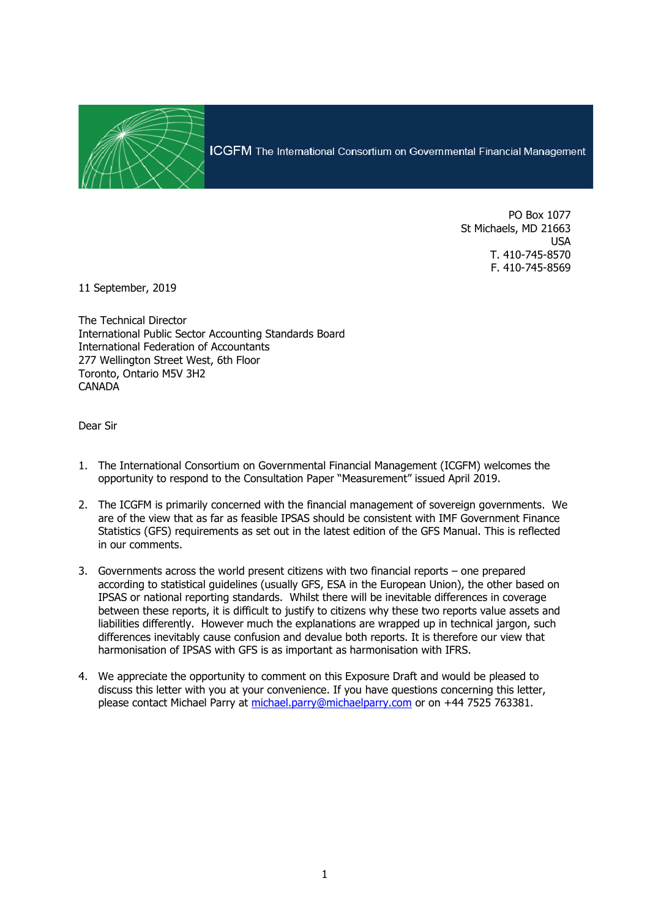ICGFM The International Consortium on Governmental Financial Management

PO Box 1077
St Michaels, MD 21663
USA
T. 410-745-8570
F. 410-745-8569

11 September, 2019

The Technical Director
International Public Sector Accounting Standards Board
International Federation of Accountants
277 Wellington Street West, 6th Floor
Toronto, Ontario M5V 3H2
CANADA

Dear Sir

1. The International Consortium on Governmental Financial Management (ICGFM) welcomes the opportunity to respond to the Consultation Paper "Measurement" issued April 2019.

2. The ICGFM is primarily concerned with the financial management of sovereign governments. We are of the view that as far as feasible IPSAS should be consistent with IMF Government Finance Statistics (GFS) requirements as set out in the latest edition of the GFS Manual. This is reflected in our comments.

3. Governments across the world present citizens with two financial reports – one prepared according to statistical guidelines (usually GFS, ESA in the European Union), the other based on IPSAS or national reporting standards. Whilst there will be inevitable differences in coverage between these reports, it is difficult to justify to citizens why these two reports value assets and liabilities differently. However much the explanations are wrapped up in technical jargon, such differences inevitably cause confusion and devalue both reports. It is therefore our view that harmonisation of IPSAS with GFS is as important as harmonisation with IFRS.

4. We appreciate the opportunity to comment on this Exposure Draft and would be pleased to discuss this letter with you at your convenience. If you have questions concerning this letter, please contact Michael Parry at michael.parry@michaelparry.com or on +44 7525 763381.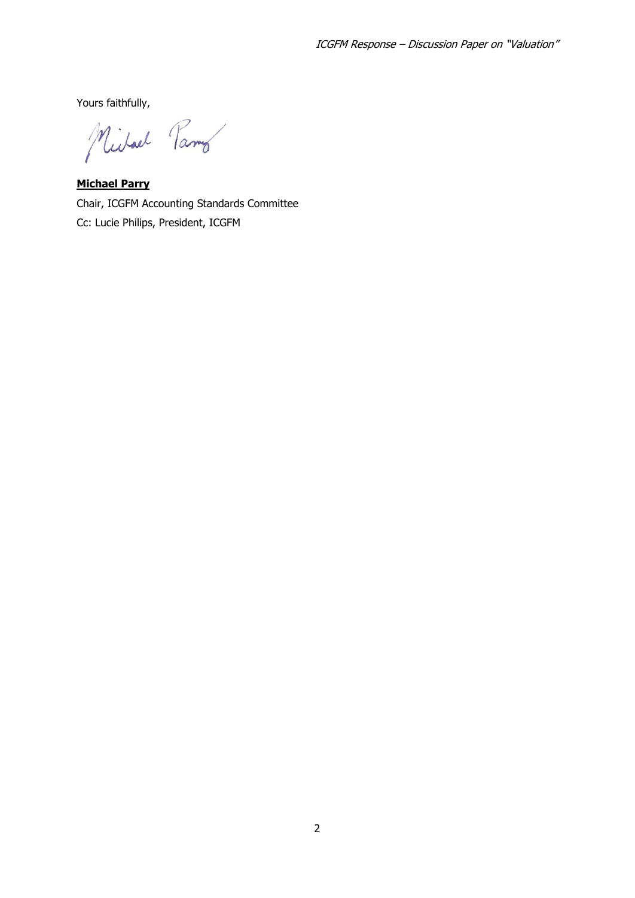Yours faithfully,

**Michael Parry**

Chair, ICGFM Accounting Standards Committee

Cc: Lucie Philips, President, ICGFM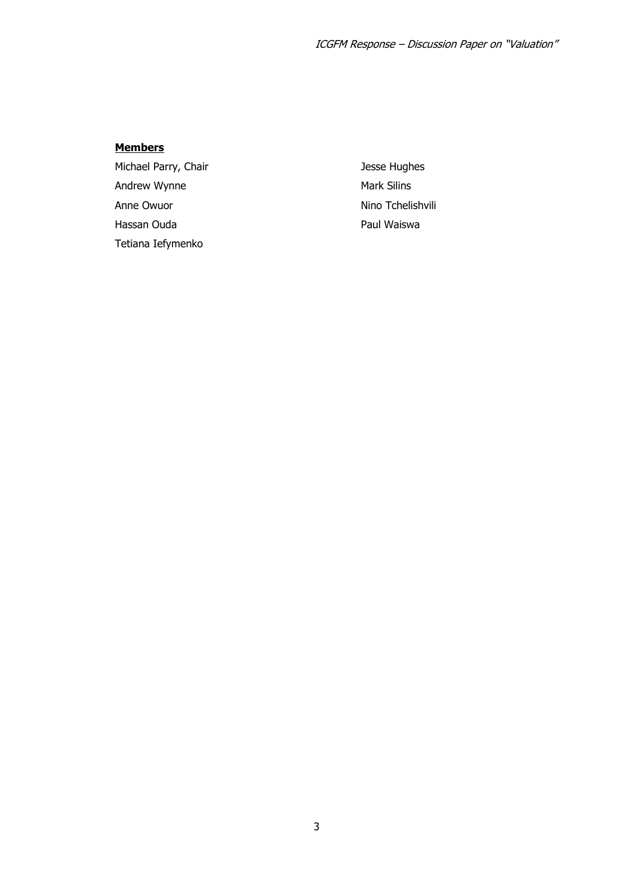**Members**

Michael Parry, Chair

Andrew Wynne

Anne Owuor

Hassan Ouda

Tetiana Iefymenko

Jesse Hughes

Mark Silins

Nino Tchelishvili

Paul Waiswa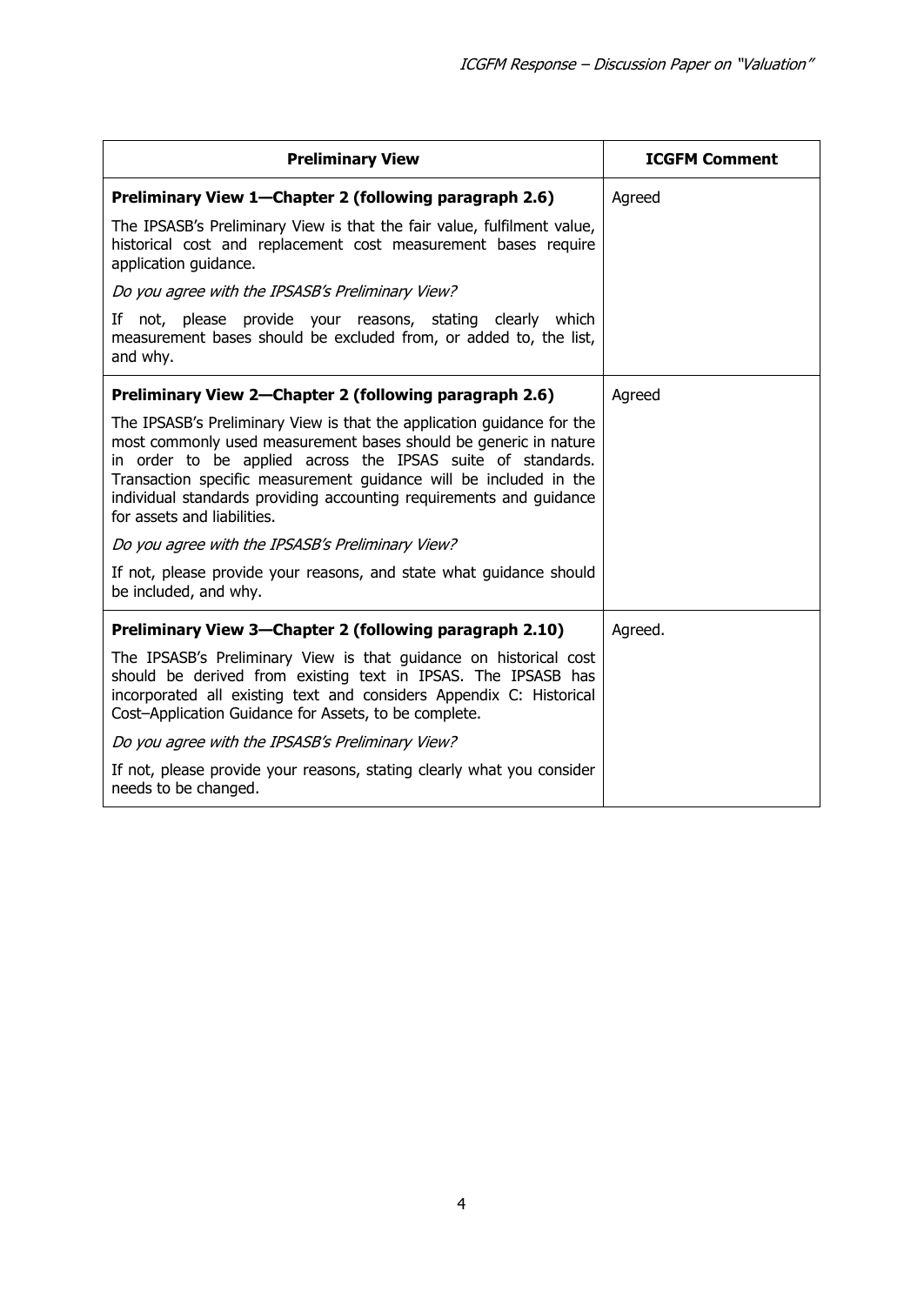| Preliminary View | ICGFM Comment |
|---|---|
| **Preliminary View 1—Chapter 2 (following paragraph 2.6)**<br><br>The IPSASB's Preliminary View is that the fair value, fulfilment value, historical cost and replacement cost measurement bases require application guidance.<br><br>*Do you agree with the IPSASB's Preliminary View?*<br><br>If not, please provide your reasons, stating clearly which measurement bases should be excluded from, or added to, the list, and why. | Agreed |
| **Preliminary View 2—Chapter 2 (following paragraph 2.6)**<br><br>The IPSASB's Preliminary View is that the application guidance for the most commonly used measurement bases should be generic in nature in order to be applied across the IPSAS suite of standards. Transaction specific measurement guidance will be included in the individual standards providing accounting requirements and guidance for assets and liabilities.<br><br>*Do you agree with the IPSASB's Preliminary View?*<br><br>If not, please provide your reasons, and state what guidance should be included, and why. | Agreed |
| **Preliminary View 3—Chapter 2 (following paragraph 2.10)**<br><br>The IPSASB's Preliminary View is that guidance on historical cost should be derived from existing text in IPSAS. The IPSASB has incorporated all existing text and considers Appendix C: Historical Cost–Application Guidance for Assets, to be complete.<br><br>*Do you agree with the IPSASB's Preliminary View?*<br><br>If not, please provide your reasons, stating clearly what you consider needs to be changed. | Agreed. |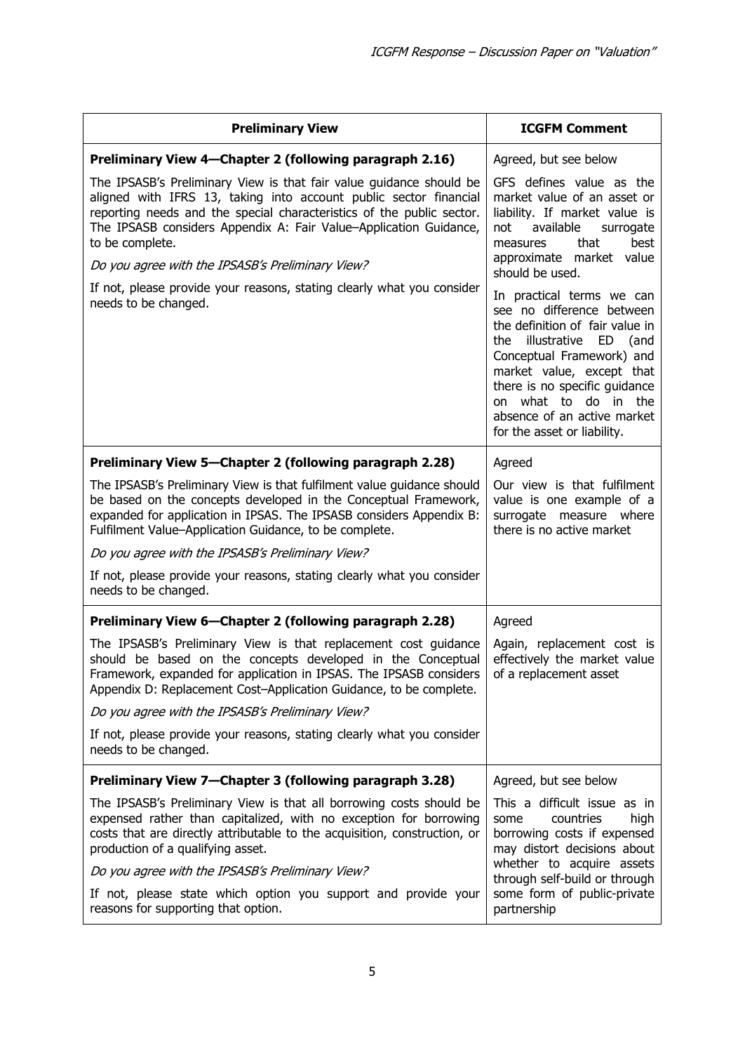| Preliminary View | ICGFM Comment |
| --- | --- |
| **Preliminary View 4—Chapter 2 (following paragraph 2.16)**<br><br>The IPSASB's Preliminary View is that fair value guidance should be aligned with IFRS 13, taking into account public sector financial reporting needs and the special characteristics of the public sector. The IPSASB considers Appendix A: Fair Value–Application Guidance, to be complete.<br><br>*Do you agree with the IPSASB's Preliminary View?*<br><br>If not, please provide your reasons, stating clearly what you consider needs to be changed. | Agreed, but see below<br><br>GFS defines value as the market value of an asset or liability. If market value is not available surrogate measures that best approximate market value should be used.<br><br>In practical terms we can see no difference between the definition of fair value in the illustrative ED (and Conceptual Framework) and market value, except that there is no specific guidance on what to do in the absence of an active market for the asset or liability. |
| **Preliminary View 5—Chapter 2 (following paragraph 2.28)**<br><br>The IPSASB's Preliminary View is that fulfilment value guidance should be based on the concepts developed in the Conceptual Framework, expanded for application in IPSAS. The IPSASB considers Appendix B: Fulfilment Value–Application Guidance, to be complete.<br><br>*Do you agree with the IPSASB's Preliminary View?*<br><br>If not, please provide your reasons, stating clearly what you consider needs to be changed. | Agreed<br><br>Our view is that fulfilment value is one example of a surrogate measure where there is no active market |
| **Preliminary View 6—Chapter 2 (following paragraph 2.28)**<br><br>The IPSASB's Preliminary View is that replacement cost guidance should be based on the concepts developed in the Conceptual Framework, expanded for application in IPSAS. The IPSASB considers Appendix D: Replacement Cost–Application Guidance, to be complete.<br><br>*Do you agree with the IPSASB's Preliminary View?*<br><br>If not, please provide your reasons, stating clearly what you consider needs to be changed. | Agreed<br><br>Again, replacement cost is effectively the market value of a replacement asset |
| **Preliminary View 7—Chapter 3 (following paragraph 3.28)**<br><br>The IPSASB's Preliminary View is that all borrowing costs should be expensed rather than capitalized, with no exception for borrowing costs that are directly attributable to the acquisition, construction, or production of a qualifying asset.<br><br>*Do you agree with the IPSASB's Preliminary View?*<br><br>If not, please state which option you support and provide your reasons for supporting that option. | Agreed, but see below<br><br>This a difficult issue as in some countries high borrowing costs if expensed may distort decisions about whether to acquire assets through self-build or through some form of public-private partnership |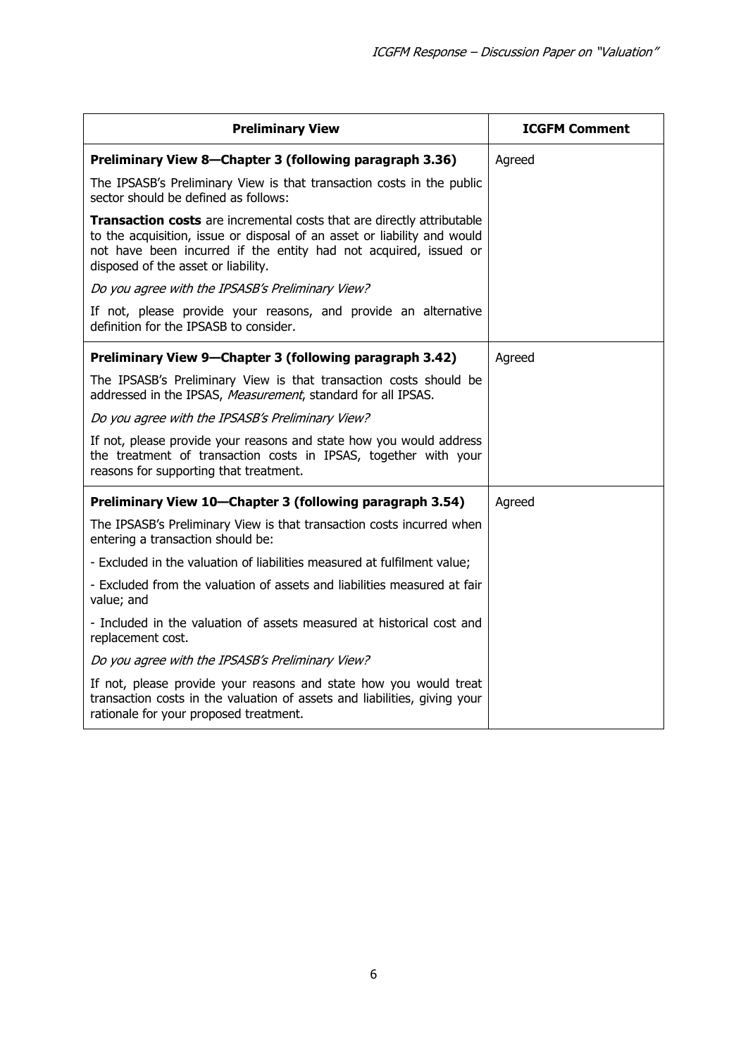| Preliminary View | ICGFM Comment |
|---|---|
| **Preliminary View 8—Chapter 3 (following paragraph 3.36)**<br><br>The IPSASB's Preliminary View is that transaction costs in the public sector should be defined as follows:<br><br>**Transaction costs** are incremental costs that are directly attributable to the acquisition, issue or disposal of an asset or liability and would not have been incurred if the entity had not acquired, issued or disposed of the asset or liability.<br><br>*Do you agree with the IPSASB's Preliminary View?*<br><br>If not, please provide your reasons, and provide an alternative definition for the IPSASB to consider. | Agreed |
| **Preliminary View 9—Chapter 3 (following paragraph 3.42)**<br><br>The IPSASB's Preliminary View is that transaction costs should be addressed in the IPSAS, *Measurement*, standard for all IPSAS.<br><br>*Do you agree with the IPSASB's Preliminary View?*<br><br>If not, please provide your reasons and state how you would address the treatment of transaction costs in IPSAS, together with your reasons for supporting that treatment. | Agreed |
| **Preliminary View 10—Chapter 3 (following paragraph 3.54)**<br><br>The IPSASB's Preliminary View is that transaction costs incurred when entering a transaction should be:<br><br>- Excluded in the valuation of liabilities measured at fulfilment value;<br><br>- Excluded from the valuation of assets and liabilities measured at fair value; and<br><br>- Included in the valuation of assets measured at historical cost and replacement cost.<br><br>*Do you agree with the IPSASB's Preliminary View?*<br><br>If not, please provide your reasons and state how you would treat transaction costs in the valuation of assets and liabilities, giving your rationale for your proposed treatment. | Agreed |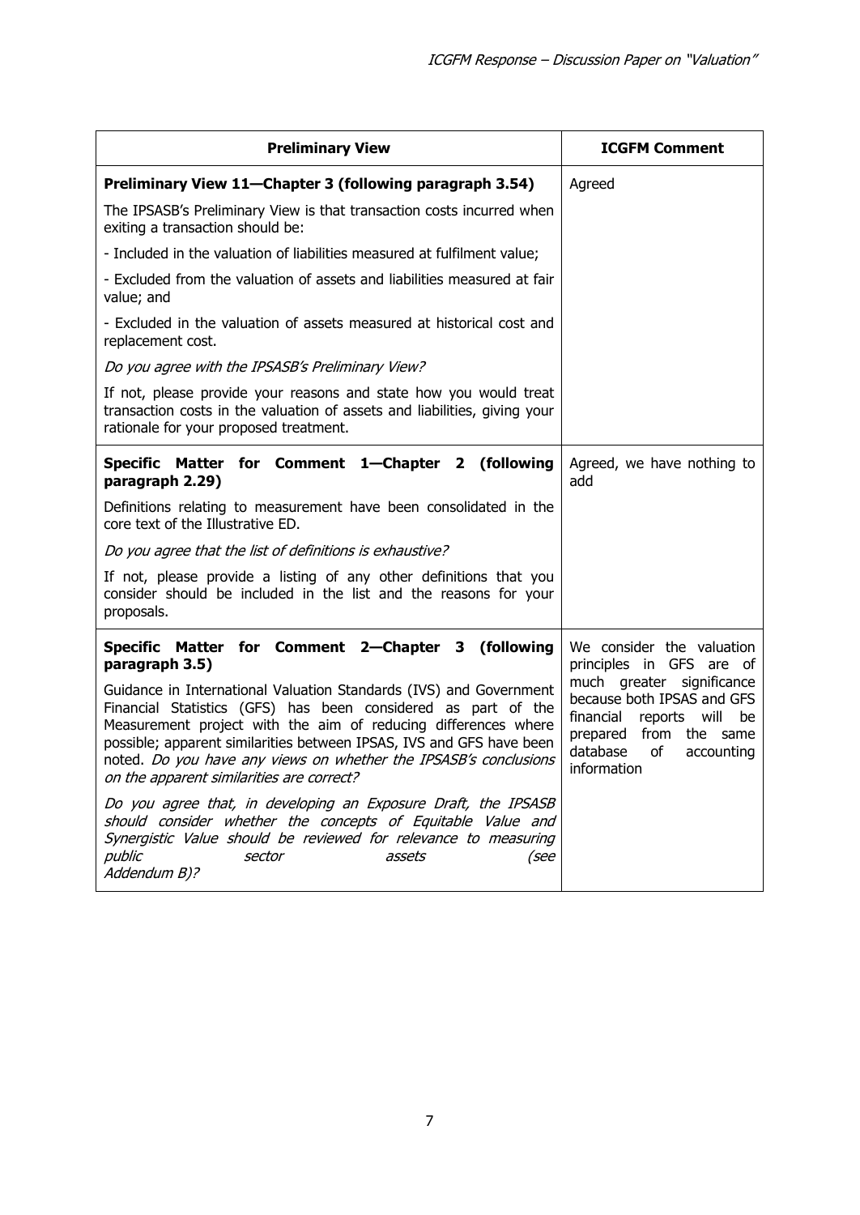| **Preliminary View** | **ICGFM Comment** |
|---|---|
| **Preliminary View 11—Chapter 3 (following paragraph 3.54)**<br><br>The IPSASB's Preliminary View is that transaction costs incurred when exiting a transaction should be:<br><br>- Included in the valuation of liabilities measured at fulfilment value;<br><br>- Excluded from the valuation of assets and liabilities measured at fair value; and<br><br>- Excluded in the valuation of assets measured at historical cost and replacement cost.<br><br>*Do you agree with the IPSASB's Preliminary View?*<br><br>If not, please provide your reasons and state how you would treat transaction costs in the valuation of assets and liabilities, giving your rationale for your proposed treatment. | Agreed |
| **Specific Matter for Comment 1—Chapter 2 (following paragraph 2.29)**<br><br>Definitions relating to measurement have been consolidated in the core text of the Illustrative ED.<br><br>*Do you agree that the list of definitions is exhaustive?*<br><br>If not, please provide a listing of any other definitions that you consider should be included in the list and the reasons for your proposals. | Agreed, we have nothing to add |
| **Specific Matter for Comment 2—Chapter 3 (following paragraph 3.5)**<br><br>Guidance in International Valuation Standards (IVS) and Government Financial Statistics (GFS) has been considered as part of the Measurement project with the aim of reducing differences where possible; apparent similarities between IPSAS, IVS and GFS have been noted. *Do you have any views on whether the IPSASB's conclusions on the apparent similarities are correct?*<br><br>*Do you agree that, in developing an Exposure Draft, the IPSASB should consider whether the concepts of Equitable Value and Synergistic Value should be reviewed for relevance to measuring public sector assets (see Addendum B)?* | We consider the valuation principles in GFS are of much greater significance because both IPSAS and GFS financial reports will be prepared from the same database of accounting information |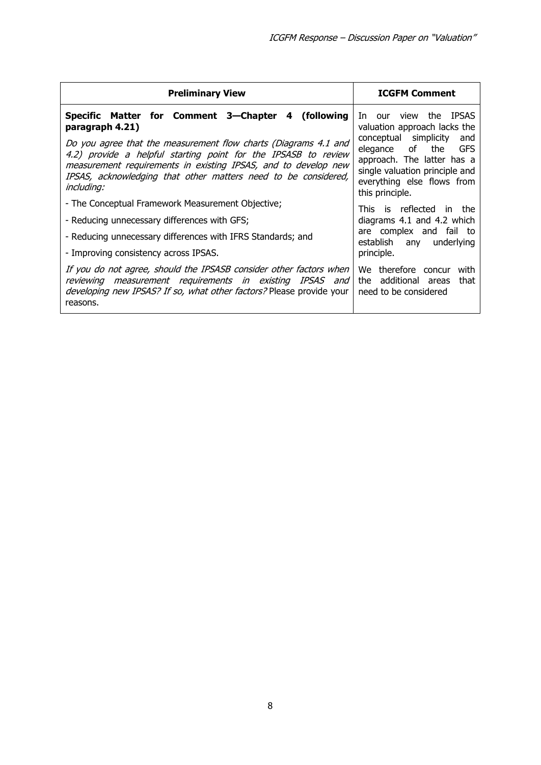| Preliminary View | ICGFM Comment |
| --- | --- |
| **Specific Matter for Comment 3—Chapter 4 (following paragraph 4.21)**<br><br>*Do you agree that the measurement flow charts (Diagrams 4.1 and 4.2) provide a helpful starting point for the IPSASB to review measurement requirements in existing IPSAS, and to develop new IPSAS, acknowledging that other matters need to be considered, including:*<br><br>- The Conceptual Framework Measurement Objective;<br>- Reducing unnecessary differences with GFS;<br>- Reducing unnecessary differences with IFRS Standards; and<br>- Improving consistency across IPSAS.<br><br>*If you do not agree, should the IPSASB consider other factors when reviewing measurement requirements in existing IPSAS and developing new IPSAS? If so, what other factors?* Please provide your reasons. | In our view the IPSAS valuation approach lacks the conceptual simplicity and elegance of the GFS approach. The latter has a single valuation principle and everything else flows from this principle.<br><br>This is reflected in the diagrams 4.1 and 4.2 which are complex and fail to establish any underlying principle.<br><br>We therefore concur with the additional areas that need to be considered |